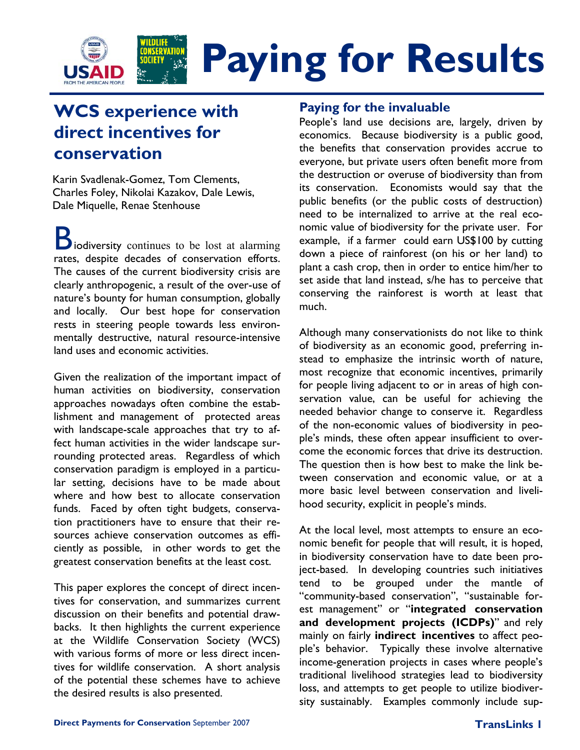# Paying for Results

## WCS experience with direct incentives for conservation

Karin Svadlenak-Gomez, Tom Clements, Charles Foley, Nikolai Kazakov, Dale Lewis, Dale Miquelle, Renae Stenhouse

Biodiversity continues to be lost at alarming rates, despite decades of conservation efforts. The causes of the current biodiversity crisis are clearly anthropogenic, a result of the over-use of nature's bounty for human consumption, globally and locally. Our best hope for conservation rests in steering people towards less environmentally destructive, natural resource-intensive land uses and economic activities.

Given the realization of the important impact of human activities on biodiversity, conservation approaches nowadays often combine the establishment and management of protected areas with landscape-scale approaches that try to affect human activities in the wider landscape surrounding protected areas. Regardless of which conservation paradigm is employed in a particular setting, decisions have to be made about where and how best to allocate conservation funds. Faced by often tight budgets, conservation practitioners have to ensure that their resources achieve conservation outcomes as efficiently as possible, in other words to get the greatest conservation benefits at the least cost.

This paper explores the concept of direct incentives for conservation, and summarizes current discussion on their benefits and potential drawbacks. It then highlights the current experience at the Wildlife Conservation Society (WCS) with various forms of more or less direct incentives for wildlife conservation. A short analysis of the potential these schemes have to achieve the desired results is also presented.

### Paying for the invaluable

People's land use decisions are, largely, driven by economics. Because biodiversity is a public good, the benefits that conservation provides accrue to everyone, but private users often benefit more from the destruction or overuse of biodiversity than from its conservation. Economists would say that the public benefits (or the public costs of destruction) need to be internalized to arrive at the real economic value of biodiversity for the private user. For example, if a farmer could earn US$100 by cutting down a piece of rainforest (on his or her land) to plant a cash crop, then in order to entice him/her to set aside that land instead, s/he has to perceive that conserving the rainforest is worth at least that much.

Although many conservationists do not like to think of biodiversity as an economic good, preferring instead to emphasize the intrinsic worth of nature, most recognize that economic incentives, primarily for people living adjacent to or in areas of high conservation value, can be useful for achieving the needed behavior change to conserve it. Regardless of the non-economic values of biodiversity in people's minds, these often appear insufficient to overcome the economic forces that drive its destruction. The question then is how best to make the link between conservation and economic value, or at a more basic level between conservation and livelihood security, explicit in people's minds.

At the local level, most attempts to ensure an economic benefit for people that will result, it is hoped, in biodiversity conservation have to date been project-based. In developing countries such initiatives tend to be grouped under the mantle of "community-based conservation", "sustainable forest management" or "**integrated conservation and development projects (ICDPs)**" and rely mainly on fairly **indirect incentives** to affect people's behavior. Typically these involve alternative income-generation projects in cases where people's traditional livelihood strategies lead to biodiversity loss, and attempts to get people to utilize biodiversity sustainably. Examples commonly include sup-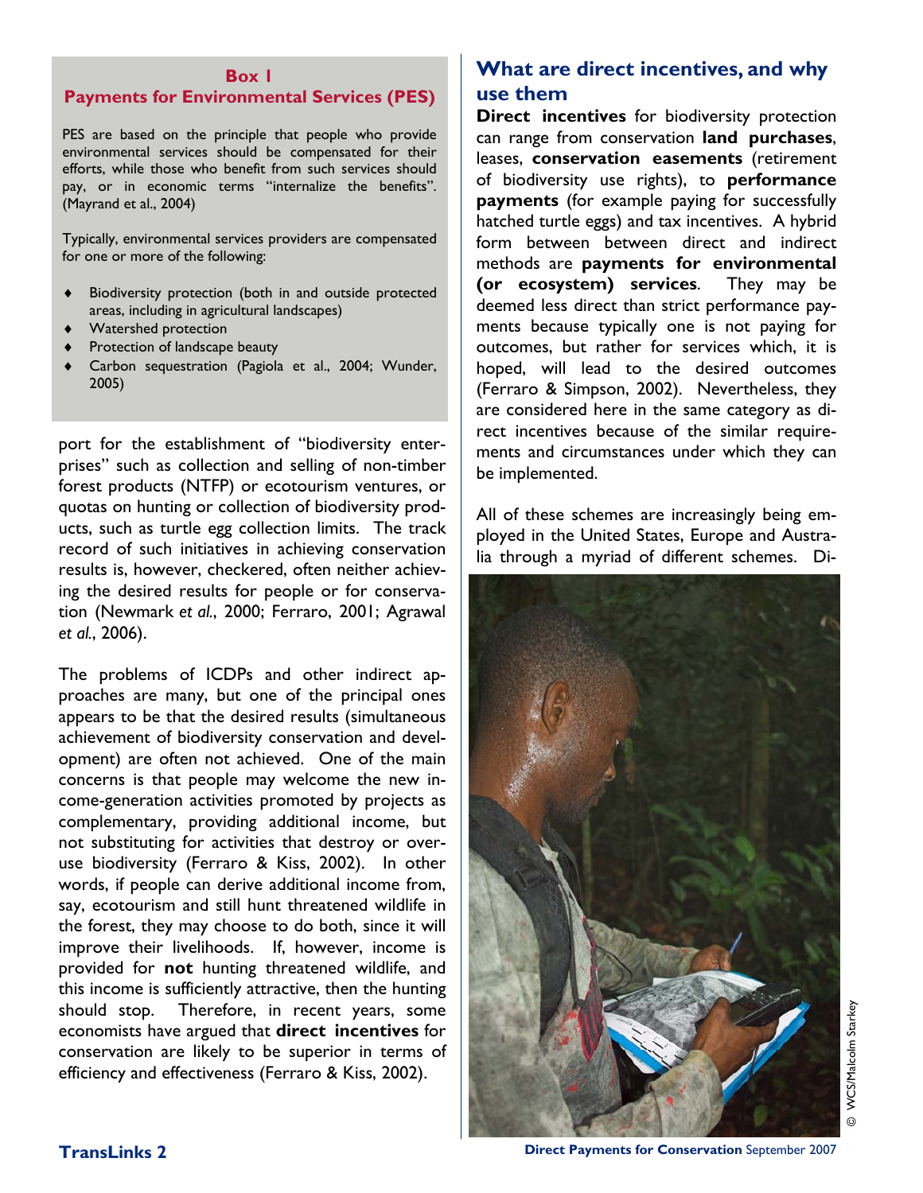**Box 1**
**Payments for Environmental Services (PES)**

PES are based on the principle that people who provide environmental services should be compensated for their efforts, while those who benefit from such services should pay, or in economic terms "internalize the benefits". (Mayrand et al., 2004)

Typically, environmental services providers are compensated for one or more of the following:

- Biodiversity protection (both in and outside protected areas, including in agricultural landscapes)
- Watershed protection
- Protection of landscape beauty
- Carbon sequestration (Pagiola et al., 2004; Wunder, 2005)

port for the establishment of "biodiversity enterprises" such as collection and selling of non-timber forest products (NTFP) or ecotourism ventures, or quotas on hunting or collection of biodiversity products, such as turtle egg collection limits. The track record of such initiatives in achieving conservation results is, however, checkered, often neither achieving the desired results for people or for conservation (Newmark *et al.*, 2000; Ferraro, 2001; Agrawal *et al.*, 2006).

The problems of ICDPs and other indirect approaches are many, but one of the principal ones appears to be that the desired results (simultaneous achievement of biodiversity conservation and development) are often not achieved. One of the main concerns is that people may welcome the new income-generation activities promoted by projects as complementary, providing additional income, but not substituting for activities that destroy or overuse biodiversity (Ferraro & Kiss, 2002). In other words, if people can derive additional income from, say, ecotourism and still hunt threatened wildlife in the forest, they may choose to do both, since it will improve their livelihoods. If, however, income is provided for **not** hunting threatened wildlife, and this income is sufficiently attractive, then the hunting should stop. Therefore, in recent years, some economists have argued that **direct incentives** for conservation are likely to be superior in terms of efficiency and effectiveness (Ferraro & Kiss, 2002).

## What are direct incentives, and why use them

**Direct incentives** for biodiversity protection can range from conservation **land purchases**, leases, **conservation easements** (retirement of biodiversity use rights), to **performance payments** (for example paying for successfully hatched turtle eggs) and tax incentives. A hybrid form between between direct and indirect methods are **payments for environmental (or ecosystem) services**. They may be deemed less direct than strict performance payments because typically one is not paying for outcomes, but rather for services which, it is hoped, will lead to the desired outcomes (Ferraro & Simpson, 2002). Nevertheless, they are considered here in the same category as direct incentives because of the similar requirements and circumstances under which they can be implemented.

All of these schemes are increasingly being employed in the United States, Europe and Australia through a myriad of different schemes. Di-

© WCS/Malcolm Starkey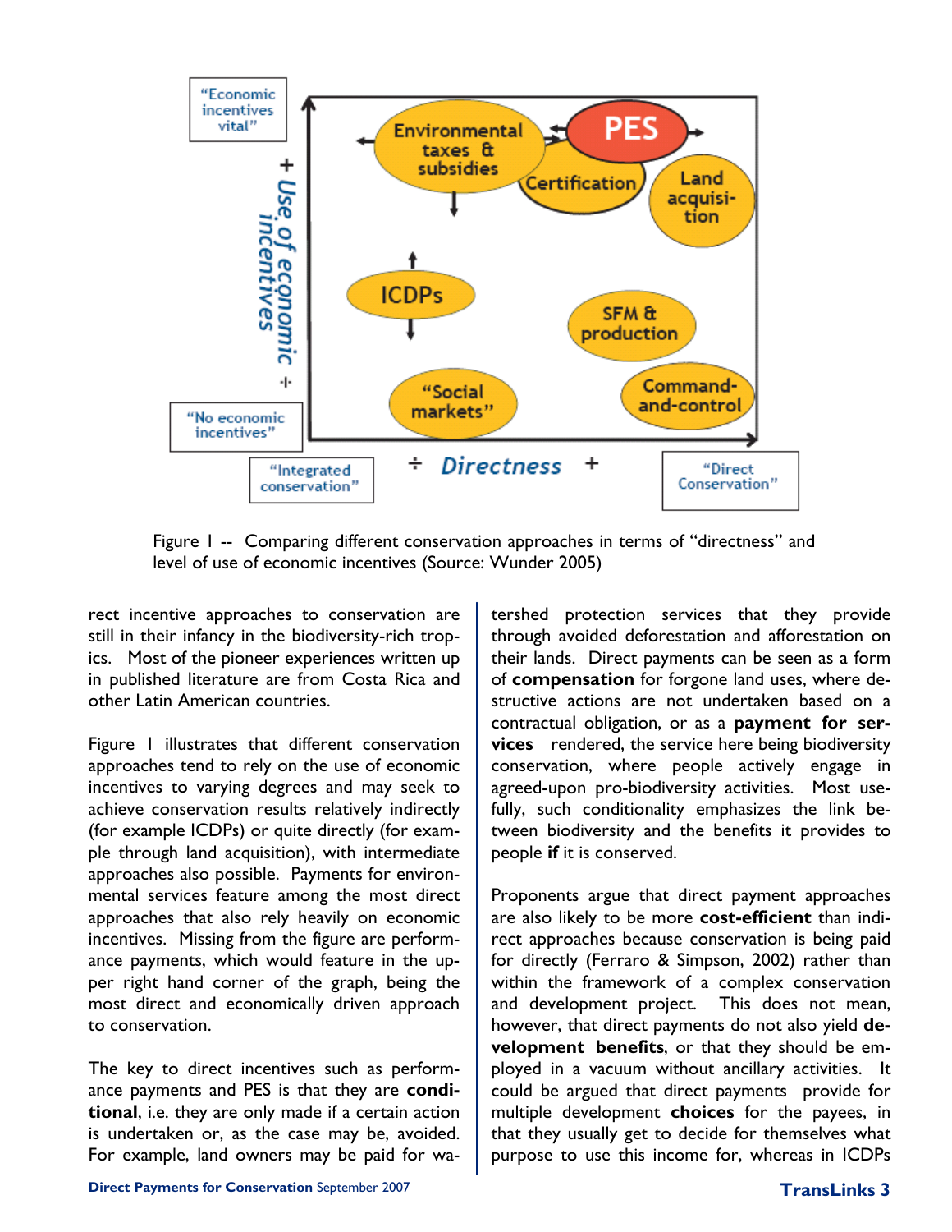Figure 1 -- Comparing different conservation approaches in terms of "directness" and level of use of economic incentives (Source: Wunder 2005)

rect incentive approaches to conservation are still in their infancy in the biodiversity-rich tropics. Most of the pioneer experiences written up in published literature are from Costa Rica and other Latin American countries.

Figure 1 illustrates that different conservation approaches tend to rely on the use of economic incentives to varying degrees and may seek to achieve conservation results relatively indirectly (for example ICDPs) or quite directly (for example through land acquisition), with intermediate approaches also possible. Payments for environmental services feature among the most direct approaches that also rely heavily on economic incentives. Missing from the figure are performance payments, which would feature in the upper right hand corner of the graph, being the most direct and economically driven approach to conservation.

The key to direct incentives such as performance payments and PES is that they are **conditional**, i.e. they are only made if a certain action is undertaken or, as the case may be, avoided. For example, land owners may be paid for watershed protection services that they provide through avoided deforestation and afforestation on their lands. Direct payments can be seen as a form of **compensation** for forgone land uses, where destructive actions are not undertaken based on a contractual obligation, or as a **payment for services** rendered, the service here being biodiversity conservation, where people actively engage in agreed-upon pro-biodiversity activities. Most usefully, such conditionality emphasizes the link between biodiversity and the benefits it provides to people **if** it is conserved.

Proponents argue that direct payment approaches are also likely to be more **cost-efficient** than indirect approaches because conservation is being paid for directly (Ferraro & Simpson, 2002) rather than within the framework of a complex conservation and development project. This does not mean, however, that direct payments do not also yield **development benefits**, or that they should be employed in a vacuum without ancillary activities. It could be argued that direct payments provide for multiple development **choices** for the payees, in that they usually get to decide for themselves what purpose to use this income for, whereas in ICDPs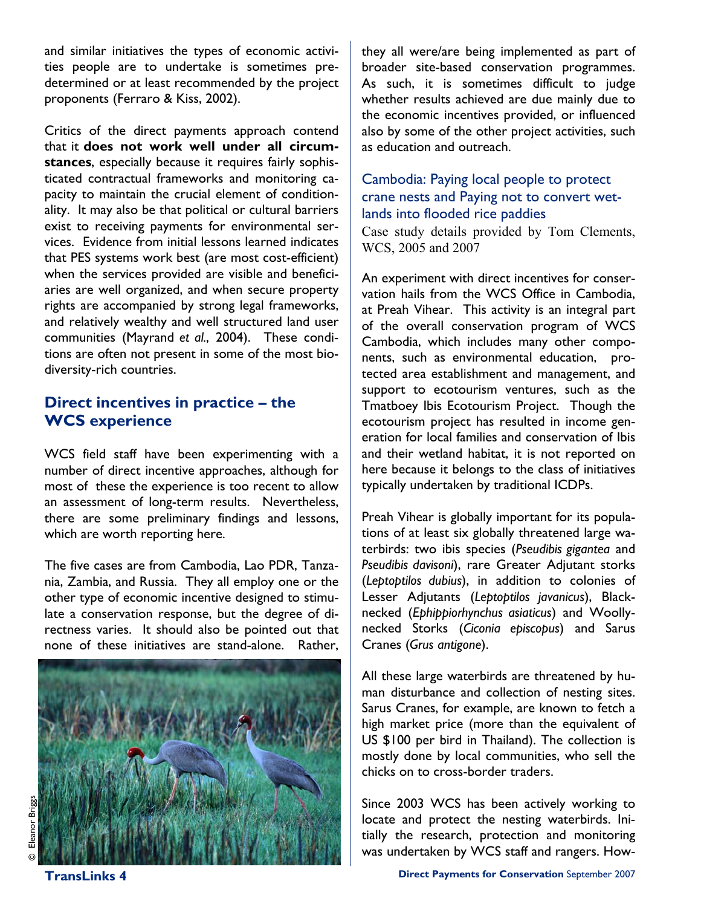and similar initiatives the types of economic activities people are to undertake is sometimes predetermined or at least recommended by the project proponents (Ferraro & Kiss, 2002).

Critics of the direct payments approach contend that it **does not work well under all circumstances**, especially because it requires fairly sophisticated contractual frameworks and monitoring capacity to maintain the crucial element of conditionality. It may also be that political or cultural barriers exist to receiving payments for environmental services. Evidence from initial lessons learned indicates that PES systems work best (are most cost-efficient) when the services provided are visible and beneficiaries are well organized, and when secure property rights are accompanied by strong legal frameworks, and relatively wealthy and well structured land user communities (Mayrand *et al.*, 2004). These conditions are often not present in some of the most biodiversity-rich countries.

## Direct incentives in practice – the WCS experience

WCS field staff have been experimenting with a number of direct incentive approaches, although for most of these the experience is too recent to allow an assessment of long-term results. Nevertheless, there are some preliminary findings and lessons, which are worth reporting here.

The five cases are from Cambodia, Lao PDR, Tanzania, Zambia, and Russia. They all employ one or the other type of economic incentive designed to stimulate a conservation response, but the degree of directness varies. It should also be pointed out that none of these initiatives are stand-alone. Rather, they all were/are being implemented as part of broader site-based conservation programmes. As such, it is sometimes difficult to judge whether results achieved are due mainly due to the economic incentives provided, or influenced also by some of the other project activities, such as education and outreach.

© Eleanor Briggs

### Cambodia: Paying local people to protect crane nests and Paying not to convert wetlands into flooded rice paddies

Case study details provided by Tom Clements, WCS, 2005 and 2007

An experiment with direct incentives for conservation hails from the WCS Office in Cambodia, at Preah Vihear. This activity is an integral part of the overall conservation program of WCS Cambodia, which includes many other components, such as environmental education, protected area establishment and management, and support to ecotourism ventures, such as the Tmatboey Ibis Ecotourism Project. Though the ecotourism project has resulted in income generation for local families and conservation of Ibis and their wetland habitat, it is not reported on here because it belongs to the class of initiatives typically undertaken by traditional ICDPs.

Preah Vihear is globally important for its populations of at least six globally threatened large waterbirds: two ibis species (*Pseudibis gigantea* and *Pseudibis davisoni*), rare Greater Adjutant storks (*Leptoptilos dubius*), in addition to colonies of Lesser Adjutants (*Leptoptilos javanicus*), Black-necked (*Ephippiorhynchus asiaticus*) and Woolly-necked Storks (*Ciconia episcopus*) and Sarus Cranes (*Grus antigone*).

All these large waterbirds are threatened by human disturbance and collection of nesting sites. Sarus Cranes, for example, are known to fetch a high market price (more than the equivalent of US $100 per bird in Thailand). The collection is mostly done by local communities, who sell the chicks on to cross-border traders.

Since 2003 WCS has been actively working to locate and protect the nesting waterbirds. Initially the research, protection and monitoring was undertaken by WCS staff and rangers. How-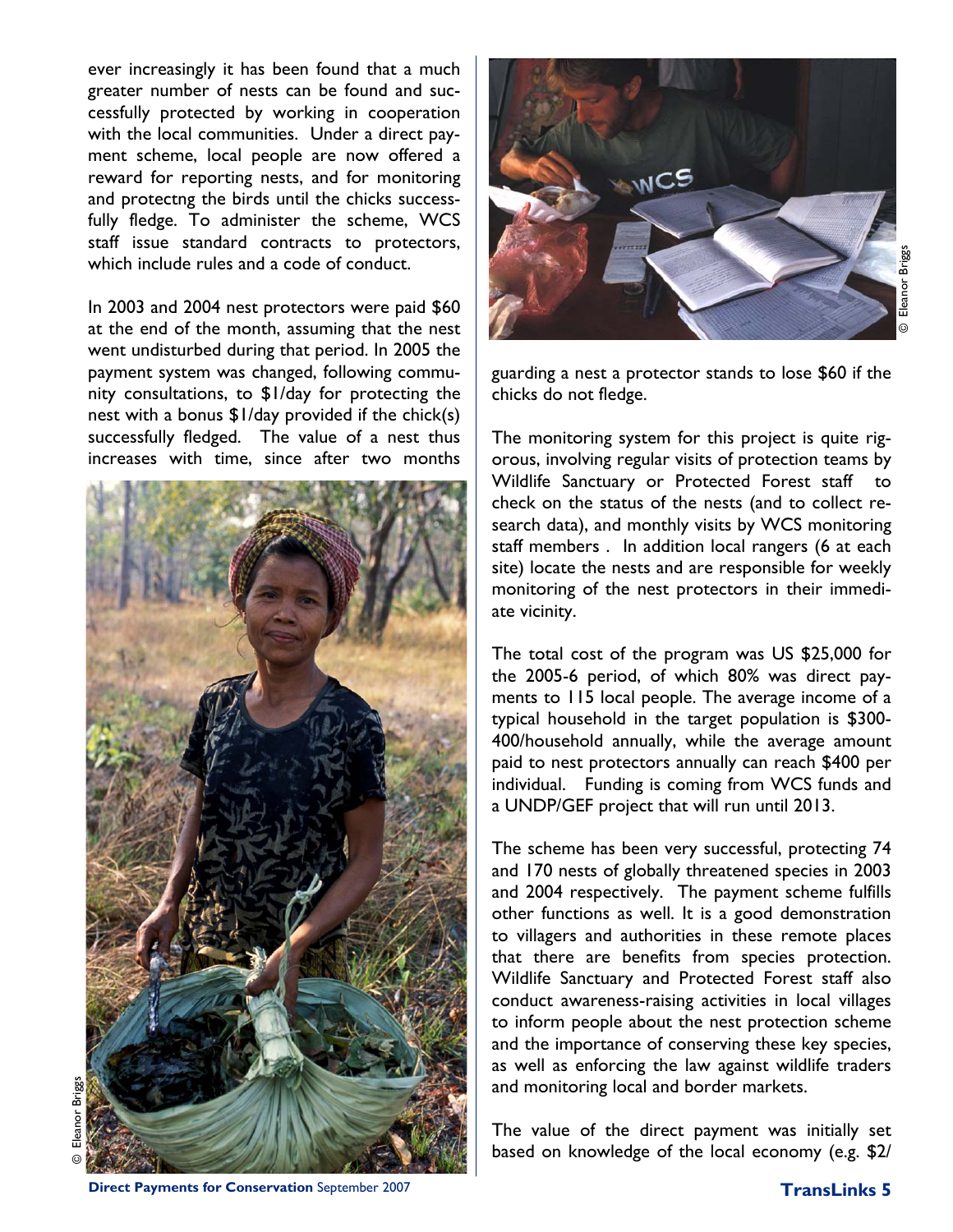ever increasingly it has been found that a much greater number of nests can be found and successfully protected by working in cooperation with the local communities. Under a direct payment scheme, local people are now offered a reward for reporting nests, and for monitoring and protectng the birds until the chicks successfully fledge. To administer the scheme, WCS staff issue standard contracts to protectors, which include rules and a code of conduct.

In 2003 and 2004 nest protectors were paid $60 at the end of the month, assuming that the nest went undisturbed during that period. In 2005 the payment system was changed, following community consultations, to $1/day for protecting the nest with a bonus $1/day provided if the chick(s) successfully fledged. The value of a nest thus increases with time, since after two months guarding a nest a protector stands to lose $60 if the chicks do not fledge.

The monitoring system for this project is quite rigorous, involving regular visits of protection teams by Wildlife Sanctuary or Protected Forest staff to check on the status of the nests (and to collect research data), and monthly visits by WCS monitoring staff members . In addition local rangers (6 at each site) locate the nests and are responsible for weekly monitoring of the nest protectors in their immediate vicinity.

The total cost of the program was US $25,000 for the 2005-6 period, of which 80% was direct payments to 115 local people. The average income of a typical household in the target population is $300-400/household annually, while the average amount paid to nest protectors annually can reach $400 per individual. Funding is coming from WCS funds and a UNDP/GEF project that will run until 2013.

The scheme has been very successful, protecting 74 and 170 nests of globally threatened species in 2003 and 2004 respectively. The payment scheme fulfills other functions as well. It is a good demonstration to villagers and authorities in these remote places that there are benefits from species protection. Wildlife Sanctuary and Protected Forest staff also conduct awareness-raising activities in local villages to inform people about the nest protection scheme and the importance of conserving these key species, as well as enforcing the law against wildlife traders and monitoring local and border markets.

The value of the direct payment was initially set based on knowledge of the local economy (e.g. $2/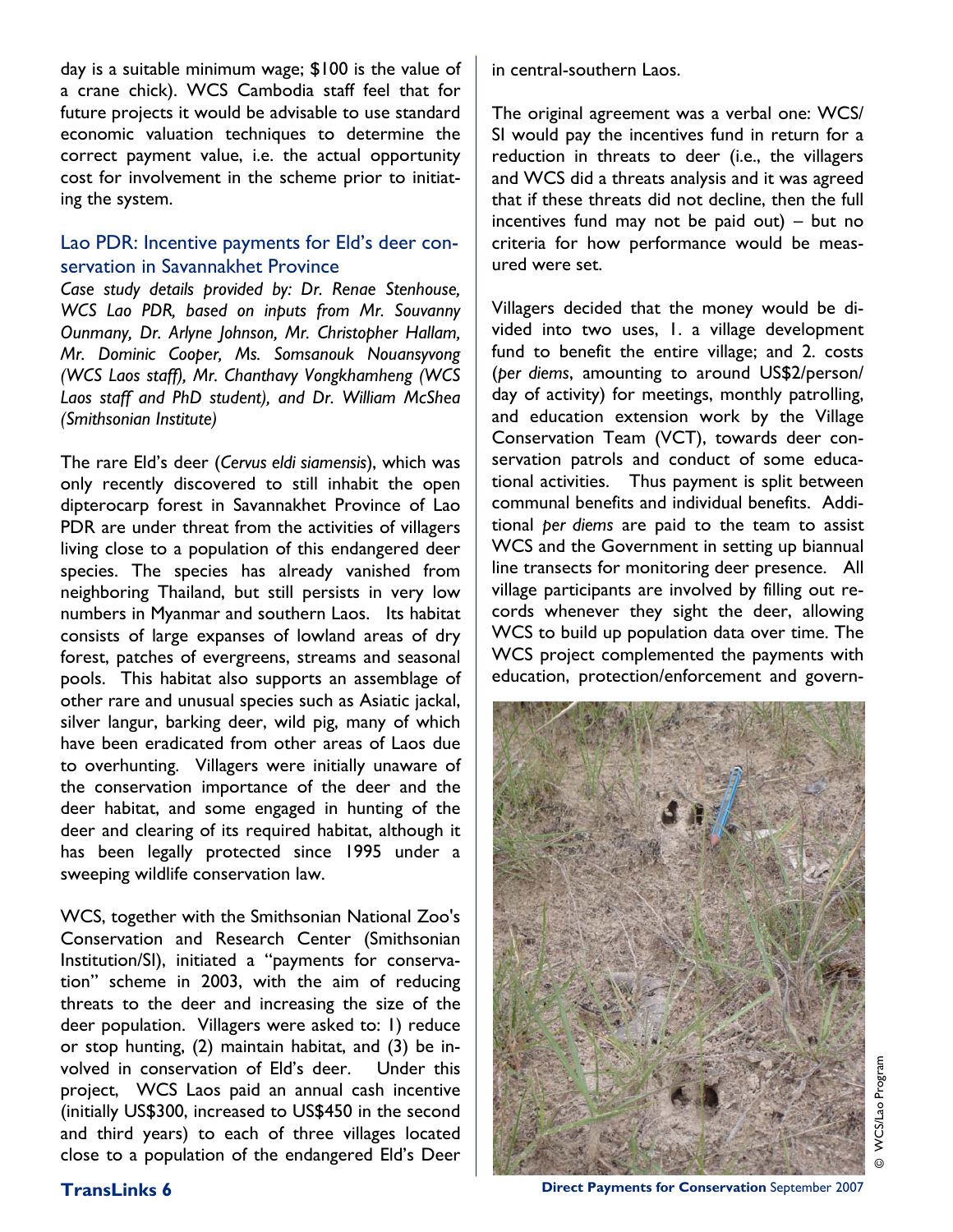day is a suitable minimum wage; $100 is the value of a crane chick). WCS Cambodia staff feel that for future projects it would be advisable to use standard economic valuation techniques to determine the correct payment value, i.e. the actual opportunity cost for involvement in the scheme prior to initiating the system.

## Lao PDR: Incentive payments for Eld's deer conservation in Savannakhet Province

*Case study details provided by: Dr. Renae Stenhouse, WCS Lao PDR, based on inputs from Mr. Souvanny Ounmany, Dr. Arlyne Johnson, Mr. Christopher Hallam, Mr. Dominic Cooper, Ms. Somsanouk Nouansyvong (WCS Laos staff), Mr. Chanthavy Vongkhamheng (WCS Laos staff and PhD student), and Dr. William McShea (Smithsonian Institute)*

The rare Eld's deer (*Cervus eldi siamensis*), which was only recently discovered to still inhabit the open dipterocarp forest in Savannakhet Province of Lao PDR are under threat from the activities of villagers living close to a population of this endangered deer species. The species has already vanished from neighboring Thailand, but still persists in very low numbers in Myanmar and southern Laos. Its habitat consists of large expanses of lowland areas of dry forest, patches of evergreens, streams and seasonal pools. This habitat also supports an assemblage of other rare and unusual species such as Asiatic jackal, silver langur, barking deer, wild pig, many of which have been eradicated from other areas of Laos due to overhunting. Villagers were initially unaware of the conservation importance of the deer and the deer habitat, and some engaged in hunting of the deer and clearing of its required habitat, although it has been legally protected since 1995 under a sweeping wildlife conservation law.

WCS, together with the Smithsonian National Zoo's Conservation and Research Center (Smithsonian Institution/SI), initiated a "payments for conservation" scheme in 2003, with the aim of reducing threats to the deer and increasing the size of the deer population. Villagers were asked to: 1) reduce or stop hunting, (2) maintain habitat, and (3) be involved in conservation of Eld's deer. Under this project, WCS Laos paid an annual cash incentive (initially US$300, increased to US$450 in the second and third years) to each of three villages located close to a population of the endangered Eld's Deer in central-southern Laos.

The original agreement was a verbal one: WCS/SI would pay the incentives fund in return for a reduction in threats to deer (i.e., the villagers and WCS did a threats analysis and it was agreed that if these threats did not decline, then the full incentives fund may not be paid out) – but no criteria for how performance would be measured were set.

Villagers decided that the money would be divided into two uses, 1. a village development fund to benefit the entire village; and 2. costs (*per diems*, amounting to around US$2/person/day of activity) for meetings, monthly patrolling, and education extension work by the Village Conservation Team (VCT), towards deer conservation patrols and conduct of some educational activities. Thus payment is split between communal benefits and individual benefits. Additional *per diems* are paid to the team to assist WCS and the Government in setting up biannual line transects for monitoring deer presence. All village participants are involved by filling out records whenever they sight the deer, allowing WCS to build up population data over time. The WCS project complemented the payments with education, protection/enforcement and govern-

© WCS/Lao Program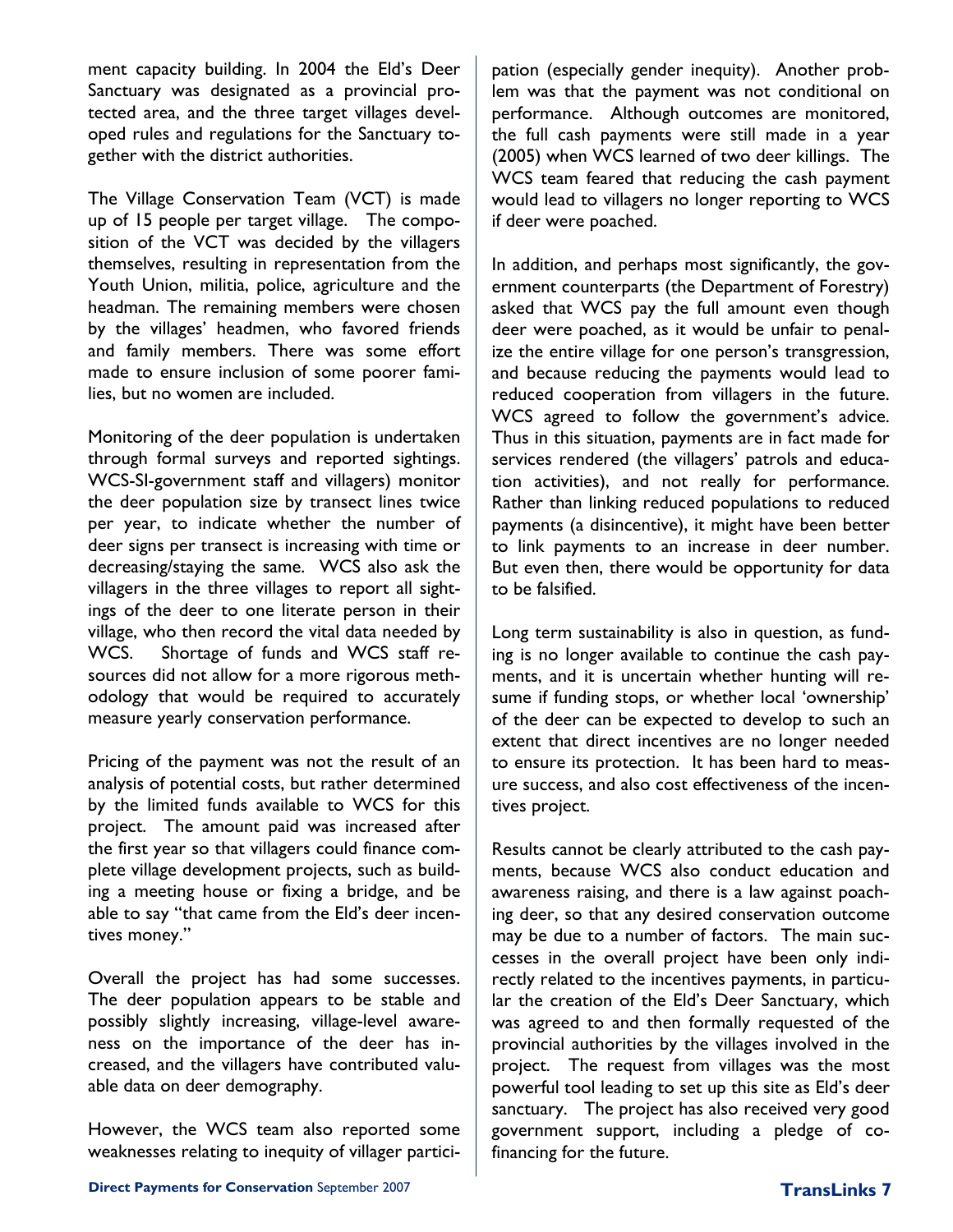ment capacity building. In 2004 the Eld's Deer Sanctuary was designated as a provincial protected area, and the three target villages developed rules and regulations for the Sanctuary together with the district authorities.

The Village Conservation Team (VCT) is made up of 15 people per target village. The composition of the VCT was decided by the villagers themselves, resulting in representation from the Youth Union, militia, police, agriculture and the headman. The remaining members were chosen by the villages' headmen, who favored friends and family members. There was some effort made to ensure inclusion of some poorer families, but no women are included.

Monitoring of the deer population is undertaken through formal surveys and reported sightings. WCS-SI-government staff and villagers) monitor the deer population size by transect lines twice per year, to indicate whether the number of deer signs per transect is increasing with time or decreasing/staying the same. WCS also ask the villagers in the three villages to report all sightings of the deer to one literate person in their village, who then record the vital data needed by WCS. Shortage of funds and WCS staff resources did not allow for a more rigorous methodology that would be required to accurately measure yearly conservation performance.

Pricing of the payment was not the result of an analysis of potential costs, but rather determined by the limited funds available to WCS for this project. The amount paid was increased after the first year so that villagers could finance complete village development projects, such as building a meeting house or fixing a bridge, and be able to say "that came from the Eld's deer incentives money."

Overall the project has had some successes. The deer population appears to be stable and possibly slightly increasing, village-level awareness on the importance of the deer has increased, and the villagers have contributed valuable data on deer demography.

However, the WCS team also reported some weaknesses relating to inequity of villager participation (especially gender inequity). Another problem was that the payment was not conditional on performance. Although outcomes are monitored, the full cash payments were still made in a year (2005) when WCS learned of two deer killings. The WCS team feared that reducing the cash payment would lead to villagers no longer reporting to WCS if deer were poached.

In addition, and perhaps most significantly, the government counterparts (the Department of Forestry) asked that WCS pay the full amount even though deer were poached, as it would be unfair to penalize the entire village for one person's transgression, and because reducing the payments would lead to reduced cooperation from villagers in the future. WCS agreed to follow the government's advice. Thus in this situation, payments are in fact made for services rendered (the villagers' patrols and education activities), and not really for performance. Rather than linking reduced populations to reduced payments (a disincentive), it might have been better to link payments to an increase in deer number. But even then, there would be opportunity for data to be falsified.

Long term sustainability is also in question, as funding is no longer available to continue the cash payments, and it is uncertain whether hunting will resume if funding stops, or whether local 'ownership' of the deer can be expected to develop to such an extent that direct incentives are no longer needed to ensure its protection. It has been hard to measure success, and also cost effectiveness of the incentives project.

Results cannot be clearly attributed to the cash payments, because WCS also conduct education and awareness raising, and there is a law against poaching deer, so that any desired conservation outcome may be due to a number of factors. The main successes in the overall project have been only indirectly related to the incentives payments, in particular the creation of the Eld's Deer Sanctuary, which was agreed to and then formally requested of the provincial authorities by the villages involved in the project. The request from villages was the most powerful tool leading to set up this site as Eld's deer sanctuary. The project has also received very good government support, including a pledge of co-financing for the future.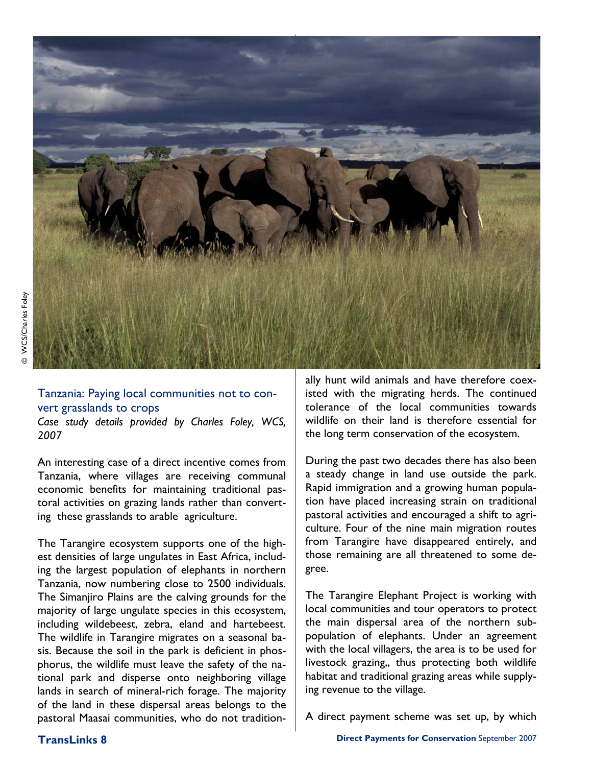© WCS/Charles Foley

## Tanzania: Paying local communities not to convert grasslands to crops

*Case study details provided by Charles Foley, WCS, 2007*

An interesting case of a direct incentive comes from Tanzania, where villages are receiving communal economic benefits for maintaining traditional pastoral activities on grazing lands rather than converting these grasslands to arable agriculture.

The Tarangire ecosystem supports one of the highest densities of large ungulates in East Africa, including the largest population of elephants in northern Tanzania, now numbering close to 2500 individuals. The Simanjiro Plains are the calving grounds for the majority of large ungulate species in this ecosystem, including wildebeest, zebra, eland and hartebeest. The wildlife in Tarangire migrates on a seasonal basis. Because the soil in the park is deficient in phosphorus, the wildlife must leave the safety of the national park and disperse onto neighboring village lands in search of mineral-rich forage. The majority of the land in these dispersal areas belongs to the pastoral Maasai communities, who do not traditionally hunt wild animals and have therefore coexisted with the migrating herds. The continued tolerance of the local communities towards wildlife on their land is therefore essential for the long term conservation of the ecosystem.

During the past two decades there has also been a steady change in land use outside the park. Rapid immigration and a growing human population have placed increasing strain on traditional pastoral activities and encouraged a shift to agriculture. Four of the nine main migration routes from Tarangire have disappeared entirely, and those remaining are all threatened to some degree.

The Tarangire Elephant Project is working with local communities and tour operators to protect the main dispersal area of the northern subpopulation of elephants. Under an agreement with the local villagers, the area is to be used for livestock grazing,, thus protecting both wildlife habitat and traditional grazing areas while supplying revenue to the village.

A direct payment scheme was set up, by which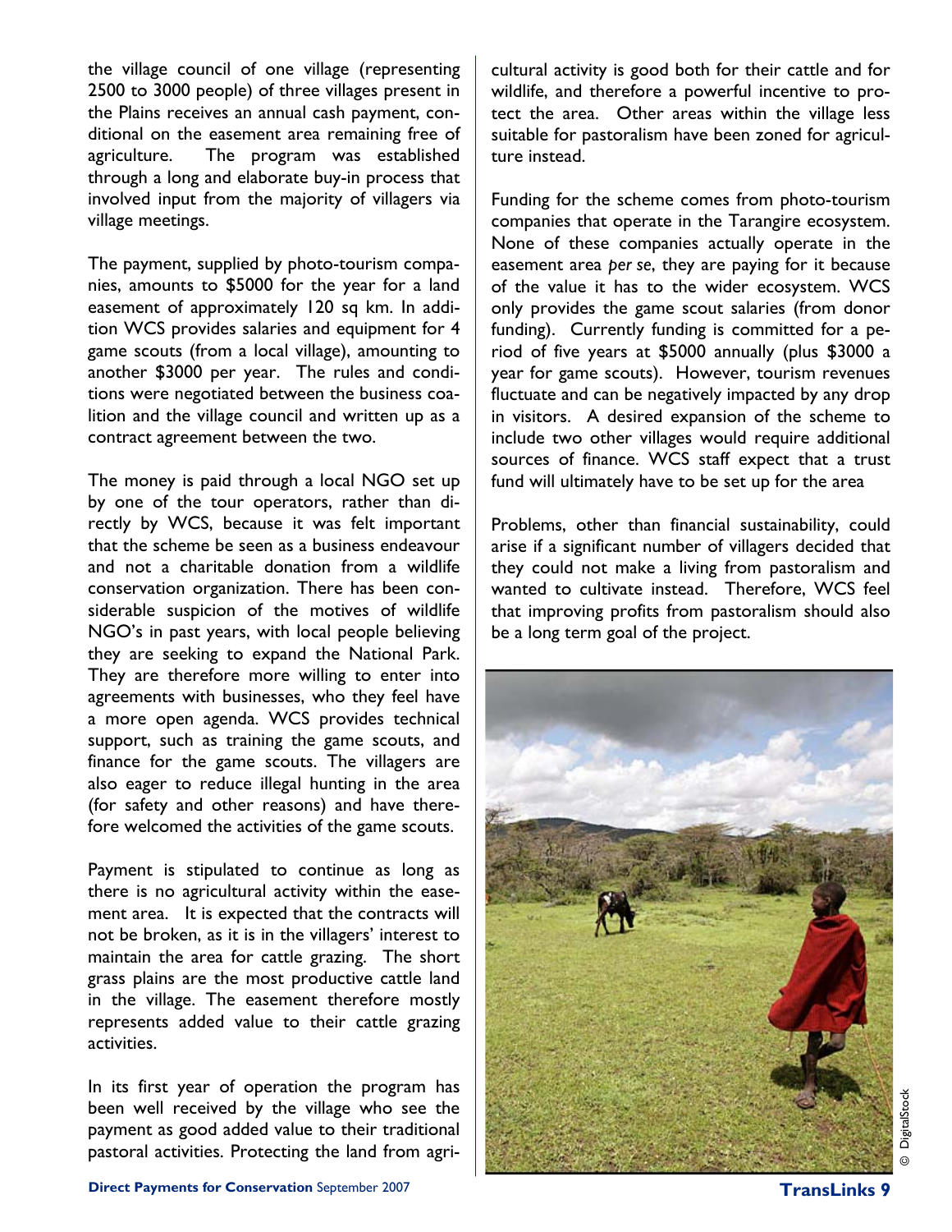the village council of one village (representing 2500 to 3000 people) of three villages present in the Plains receives an annual cash payment, conditional on the easement area remaining free of agriculture. The program was established through a long and elaborate buy-in process that involved input from the majority of villagers via village meetings.

The payment, supplied by photo-tourism companies, amounts to $5000 for the year for a land easement of approximately 120 sq km. In addition WCS provides salaries and equipment for 4 game scouts (from a local village), amounting to another $3000 per year. The rules and conditions were negotiated between the business coalition and the village council and written up as a contract agreement between the two.

The money is paid through a local NGO set up by one of the tour operators, rather than directly by WCS, because it was felt important that the scheme be seen as a business endeavour and not a charitable donation from a wildlife conservation organization. There has been considerable suspicion of the motives of wildlife NGO's in past years, with local people believing they are seeking to expand the National Park. They are therefore more willing to enter into agreements with businesses, who they feel have a more open agenda. WCS provides technical support, such as training the game scouts, and finance for the game scouts. The villagers are also eager to reduce illegal hunting in the area (for safety and other reasons) and have therefore welcomed the activities of the game scouts.

Payment is stipulated to continue as long as there is no agricultural activity within the easement area. It is expected that the contracts will not be broken, as it is in the villagers' interest to maintain the area for cattle grazing. The short grass plains are the most productive cattle land in the village. The easement therefore mostly represents added value to their cattle grazing activities.

In its first year of operation the program has been well received by the village who see the payment as good added value to their traditional pastoral activities. Protecting the land from agricultural activity is good both for their cattle and for wildlife, and therefore a powerful incentive to protect the area. Other areas within the village less suitable for pastoralism have been zoned for agriculture instead.

Funding for the scheme comes from photo-tourism companies that operate in the Tarangire ecosystem. None of these companies actually operate in the easement area *per se*, they are paying for it because of the value it has to the wider ecosystem. WCS only provides the game scout salaries (from donor funding). Currently funding is committed for a period of five years at $5000 annually (plus $3000 a year for game scouts). However, tourism revenues fluctuate and can be negatively impacted by any drop in visitors. A desired expansion of the scheme to include two other villages would require additional sources of finance. WCS staff expect that a trust fund will ultimately have to be set up for the area

Problems, other than financial sustainability, could arise if a significant number of villagers decided that they could not make a living from pastoralism and wanted to cultivate instead. Therefore, WCS feel that improving profits from pastoralism should also be a long term goal of the project.

© DigitalStock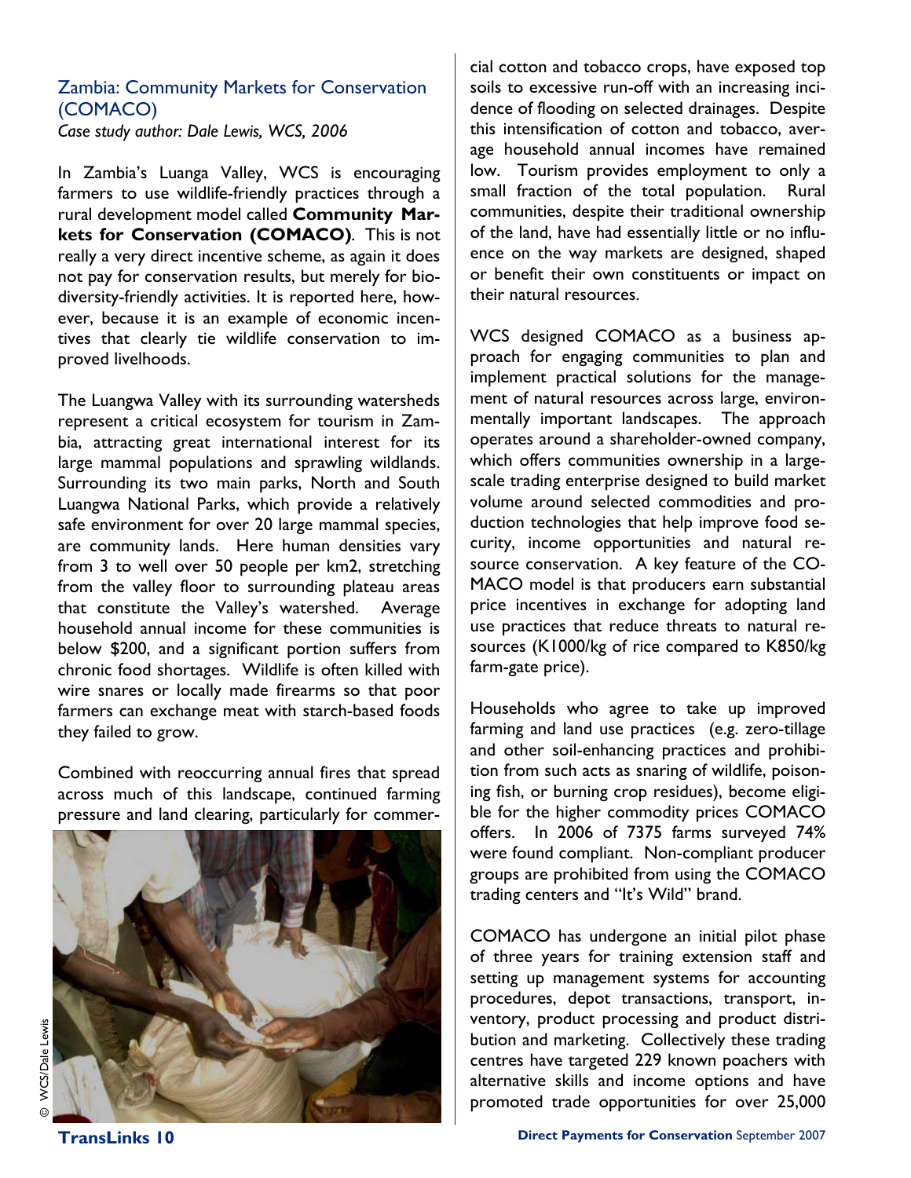## Zambia: Community Markets for Conservation (COMACO)

*Case study author: Dale Lewis, WCS, 2006*

In Zambia's Luanga Valley, WCS is encouraging farmers to use wildlife-friendly practices through a rural development model called **Community Markets for Conservation (COMACO)**. This is not really a very direct incentive scheme, as again it does not pay for conservation results, but merely for biodiversity-friendly activities. It is reported here, however, because it is an example of economic incentives that clearly tie wildlife conservation to improved livelihoods.

The Luangwa Valley with its surrounding watersheds represent a critical ecosystem for tourism in Zambia, attracting great international interest for its large mammal populations and sprawling wildlands. Surrounding its two main parks, North and South Luangwa National Parks, which provide a relatively safe environment for over 20 large mammal species, are community lands. Here human densities vary from 3 to well over 50 people per km2, stretching from the valley floor to surrounding plateau areas that constitute the Valley's watershed. Average household annual income for these communities is below $200, and a significant portion suffers from chronic food shortages. Wildlife is often killed with wire snares or locally made firearms so that poor farmers can exchange meat with starch-based foods they failed to grow.

Combined with reoccurring annual fires that spread across much of this landscape, continued farming pressure and land clearing, particularly for commercial cotton and tobacco crops, have exposed top soils to excessive run-off with an increasing incidence of flooding on selected drainages. Despite this intensification of cotton and tobacco, average household annual incomes have remained low. Tourism provides employment to only a small fraction of the total population. Rural communities, despite their traditional ownership of the land, have had essentially little or no influence on the way markets are designed, shaped or benefit their own constituents or impact on their natural resources.

WCS designed COMACO as a business approach for engaging communities to plan and implement practical solutions for the management of natural resources across large, environmentally important landscapes. The approach operates around a shareholder-owned company, which offers communities ownership in a large-scale trading enterprise designed to build market volume around selected commodities and production technologies that help improve food security, income opportunities and natural resource conservation. A key feature of the COMACO model is that producers earn substantial price incentives in exchange for adopting land use practices that reduce threats to natural resources (K1000/kg of rice compared to K850/kg farm-gate price).

Households who agree to take up improved farming and land use practices (e.g. zero-tillage and other soil-enhancing practices and prohibition from such acts as snaring of wildlife, poisoning fish, or burning crop residues), become eligible for the higher commodity prices COMACO offers. In 2006 of 7375 farms surveyed 74% were found compliant. Non-compliant producer groups are prohibited from using the COMACO trading centers and "It's Wild" brand.

COMACO has undergone an initial pilot phase of three years for training extension staff and setting up management systems for accounting procedures, depot transactions, transport, inventory, product processing and product distribution and marketing. Collectively these trading centres have targeted 229 known poachers with alternative skills and income options and have promoted trade opportunities for over 25,000

© WCS/Dale Lewis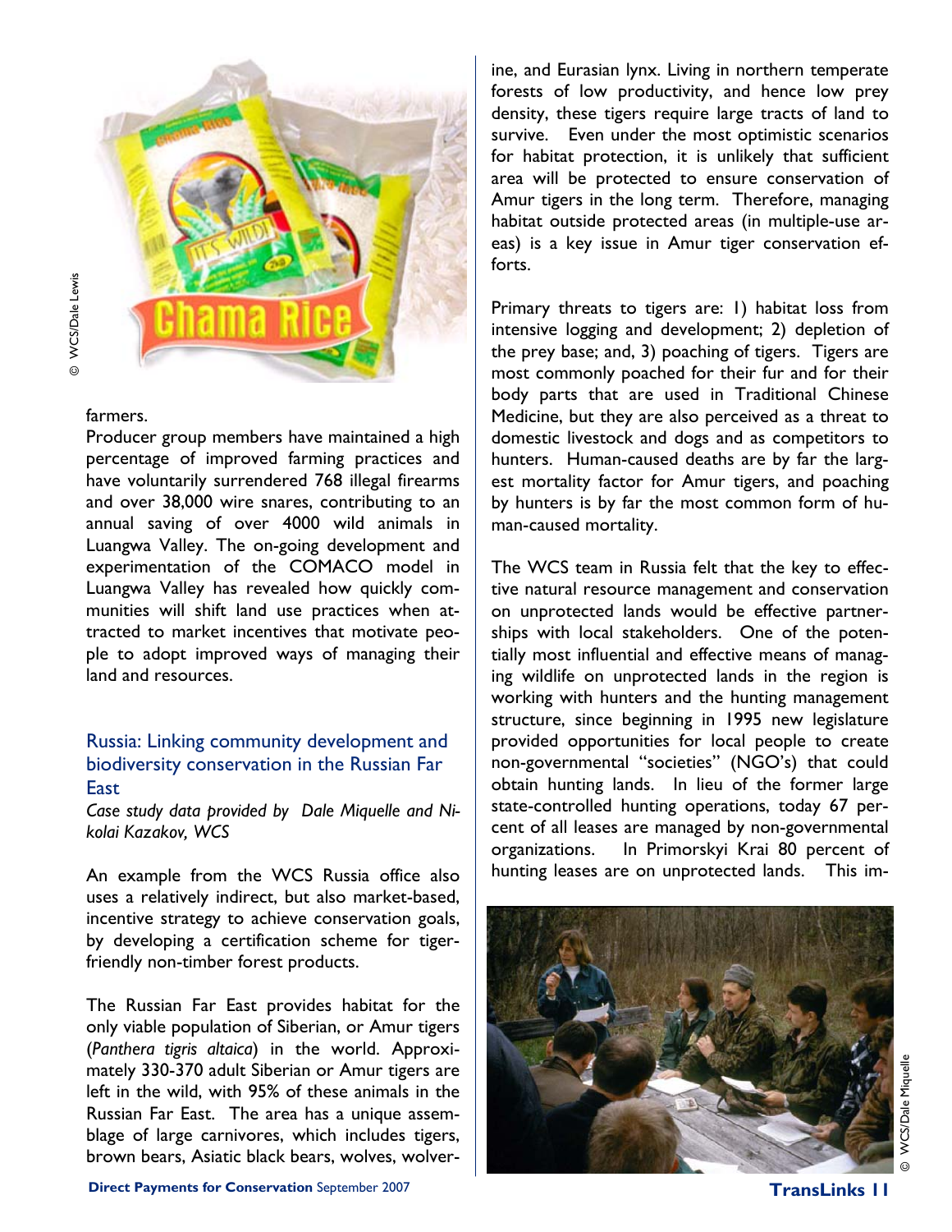farmers.

Producer group members have maintained a high percentage of improved farming practices and have voluntarily surrendered 768 illegal firearms and over 38,000 wire snares, contributing to an annual saving of over 4000 wild animals in Luangwa Valley. The on-going development and experimentation of the COMACO model in Luangwa Valley has revealed how quickly communities will shift land use practices when attracted to market incentives that motivate people to adopt improved ways of managing their land and resources.

## Russia: Linking community development and biodiversity conservation in the Russian Far East

*Case study data provided by Dale Miquelle and Nikolai Kazakov, WCS*

An example from the WCS Russia office also uses a relatively indirect, but also market-based, incentive strategy to achieve conservation goals, by developing a certification scheme for tiger-friendly non-timber forest products.

The Russian Far East provides habitat for the only viable population of Siberian, or Amur tigers (*Panthera tigris altaica*) in the world. Approximately 330-370 adult Siberian or Amur tigers are left in the wild, with 95% of these animals in the Russian Far East. The area has a unique assemblage of large carnivores, which includes tigers, brown bears, Asiatic black bears, wolves, wolverine, and Eurasian lynx. Living in northern temperate forests of low productivity, and hence low prey density, these tigers require large tracts of land to survive. Even under the most optimistic scenarios for habitat protection, it is unlikely that sufficient area will be protected to ensure conservation of Amur tigers in the long term. Therefore, managing habitat outside protected areas (in multiple-use areas) is a key issue in Amur tiger conservation efforts.

Primary threats to tigers are: 1) habitat loss from intensive logging and development; 2) depletion of the prey base; and, 3) poaching of tigers. Tigers are most commonly poached for their fur and for their body parts that are used in Traditional Chinese Medicine, but they are also perceived as a threat to domestic livestock and dogs and as competitors to hunters. Human-caused deaths are by far the largest mortality factor for Amur tigers, and poaching by hunters is by far the most common form of human-caused mortality.

The WCS team in Russia felt that the key to effective natural resource management and conservation on unprotected lands would be effective partnerships with local stakeholders. One of the potentially most influential and effective means of managing wildlife on unprotected lands in the region is working with hunters and the hunting management structure, since beginning in 1995 new legislature provided opportunities for local people to create non-governmental "societies" (NGO's) that could obtain hunting lands. In lieu of the former large state-controlled hunting operations, today 67 percent of all leases are managed by non-governmental organizations. In Primorskyi Krai 80 percent of hunting leases are on unprotected lands. This im-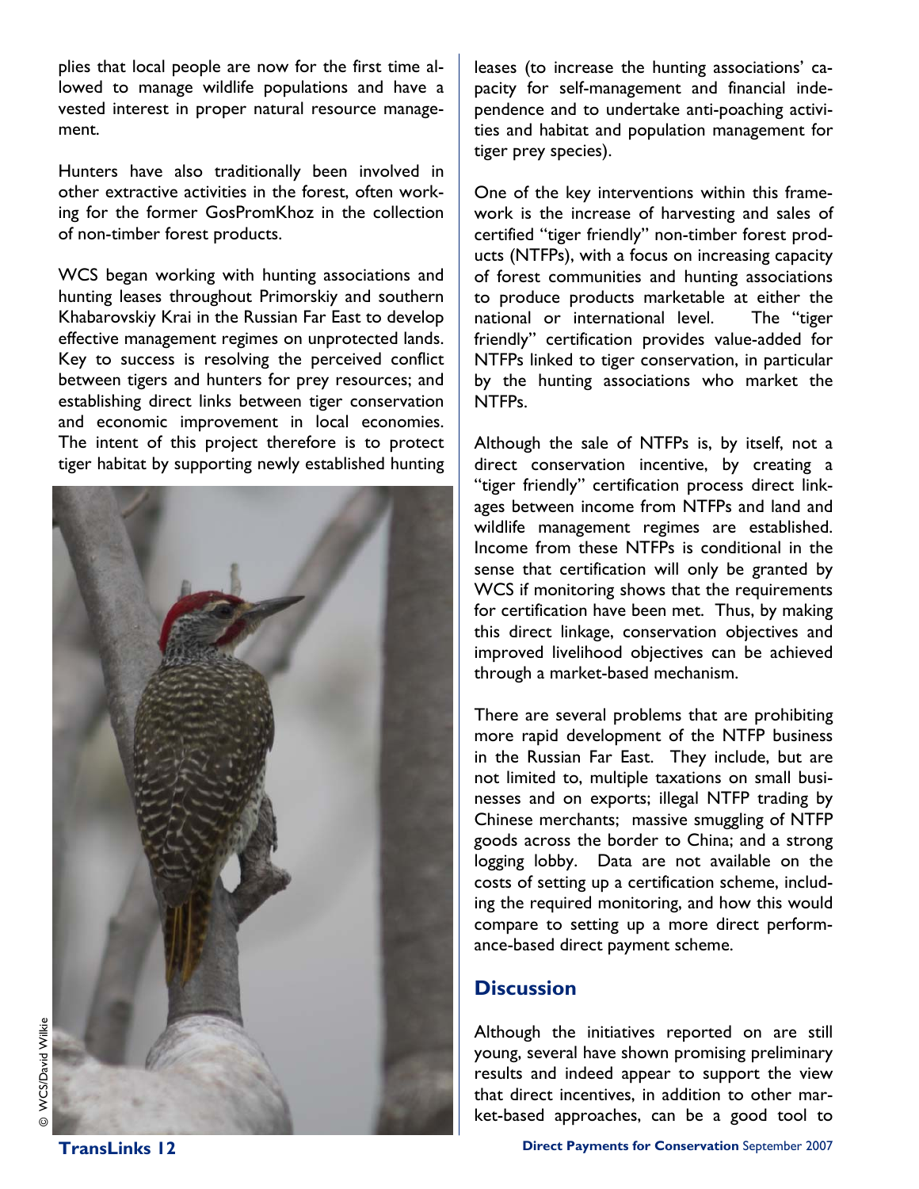plies that local people are now for the first time allowed to manage wildlife populations and have a vested interest in proper natural resource management.

Hunters have also traditionally been involved in other extractive activities in the forest, often working for the former GosPromKhoz in the collection of non-timber forest products.

WCS began working with hunting associations and hunting leases throughout Primorskiy and southern Khabarovskiy Krai in the Russian Far East to develop effective management regimes on unprotected lands. Key to success is resolving the perceived conflict between tigers and hunters for prey resources; and establishing direct links between tiger conservation and economic improvement in local economies. The intent of this project therefore is to protect tiger habitat by supporting newly established hunting leases (to increase the hunting associations' capacity for self-management and financial independence and to undertake anti-poaching activities and habitat and population management for tiger prey species).

© WCS/David Wilkie

One of the key interventions within this framework is the increase of harvesting and sales of certified "tiger friendly" non-timber forest products (NTFPs), with a focus on increasing capacity of forest communities and hunting associations to produce products marketable at either the national or international level. The "tiger friendly" certification provides value-added for NTFPs linked to tiger conservation, in particular by the hunting associations who market the NTFPs.

Although the sale of NTFPs is, by itself, not a direct conservation incentive, by creating a "tiger friendly" certification process direct linkages between income from NTFPs and land and wildlife management regimes are established. Income from these NTFPs is conditional in the sense that certification will only be granted by WCS if monitoring shows that the requirements for certification have been met. Thus, by making this direct linkage, conservation objectives and improved livelihood objectives can be achieved through a market-based mechanism.

There are several problems that are prohibiting more rapid development of the NTFP business in the Russian Far East. They include, but are not limited to, multiple taxations on small businesses and on exports; illegal NTFP trading by Chinese merchants; massive smuggling of NTFP goods across the border to China; and a strong logging lobby. Data are not available on the costs of setting up a certification scheme, including the required monitoring, and how this would compare to setting up a more direct performance-based direct payment scheme.

## Discussion

Although the initiatives reported on are still young, several have shown promising preliminary results and indeed appear to support the view that direct incentives, in addition to other market-based approaches, can be a good tool to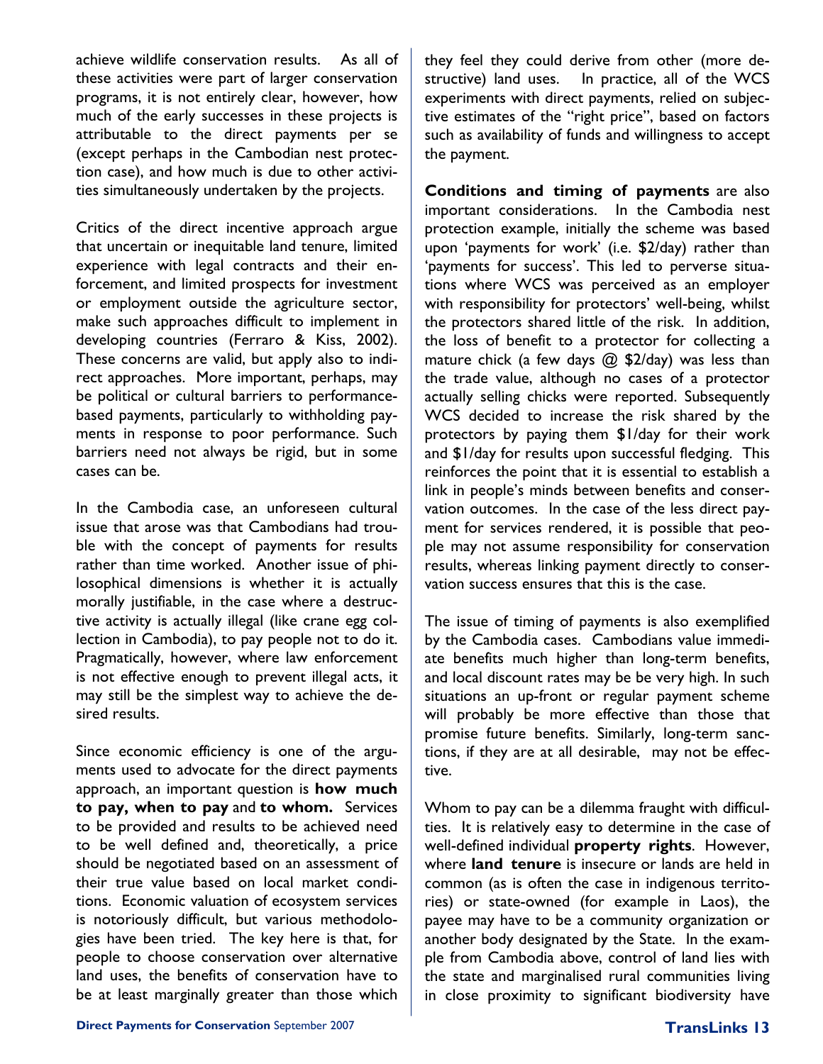achieve wildlife conservation results. As all of these activities were part of larger conservation programs, it is not entirely clear, however, how much of the early successes in these projects is attributable to the direct payments per se (except perhaps in the Cambodian nest protection case), and how much is due to other activities simultaneously undertaken by the projects.

Critics of the direct incentive approach argue that uncertain or inequitable land tenure, limited experience with legal contracts and their enforcement, and limited prospects for investment or employment outside the agriculture sector, make such approaches difficult to implement in developing countries (Ferraro & Kiss, 2002). These concerns are valid, but apply also to indirect approaches. More important, perhaps, may be political or cultural barriers to performance-based payments, particularly to withholding payments in response to poor performance. Such barriers need not always be rigid, but in some cases can be.

In the Cambodia case, an unforeseen cultural issue that arose was that Cambodians had trouble with the concept of payments for results rather than time worked. Another issue of philosophical dimensions is whether it is actually morally justifiable, in the case where a destructive activity is actually illegal (like crane egg collection in Cambodia), to pay people not to do it. Pragmatically, however, where law enforcement is not effective enough to prevent illegal acts, it may still be the simplest way to achieve the desired results.

Since economic efficiency is one of the arguments used to advocate for the direct payments approach, an important question is **how much to pay, when to pay** and **to whom.** Services to be provided and results to be achieved need to be well defined and, theoretically, a price should be negotiated based on an assessment of their true value based on local market conditions. Economic valuation of ecosystem services is notoriously difficult, but various methodologies have been tried. The key here is that, for people to choose conservation over alternative land uses, the benefits of conservation have to be at least marginally greater than those which they feel they could derive from other (more destructive) land uses. In practice, all of the WCS experiments with direct payments, relied on subjective estimates of the "right price", based on factors such as availability of funds and willingness to accept the payment.

**Conditions and timing of payments** are also important considerations. In the Cambodia nest protection example, initially the scheme was based upon 'payments for work' (i.e. $2/day) rather than 'payments for success'. This led to perverse situations where WCS was perceived as an employer with responsibility for protectors' well-being, whilst the protectors shared little of the risk. In addition, the loss of benefit to a protector for collecting a mature chick (a few days @ $2/day) was less than the trade value, although no cases of a protector actually selling chicks were reported. Subsequently WCS decided to increase the risk shared by the protectors by paying them $1/day for their work and $1/day for results upon successful fledging. This reinforces the point that it is essential to establish a link in people's minds between benefits and conservation outcomes. In the case of the less direct payment for services rendered, it is possible that people may not assume responsibility for conservation results, whereas linking payment directly to conservation success ensures that this is the case.

The issue of timing of payments is also exemplified by the Cambodia cases. Cambodians value immediate benefits much higher than long-term benefits, and local discount rates may be be very high. In such situations an up-front or regular payment scheme will probably be more effective than those that promise future benefits. Similarly, long-term sanctions, if they are at all desirable, may not be effective.

Whom to pay can be a dilemma fraught with difficulties. It is relatively easy to determine in the case of well-defined individual **property rights**. However, where **land tenure** is insecure or lands are held in common (as is often the case in indigenous territories) or state-owned (for example in Laos), the payee may have to be a community organization or another body designated by the State. In the example from Cambodia above, control of land lies with the state and marginalised rural communities living in close proximity to significant biodiversity have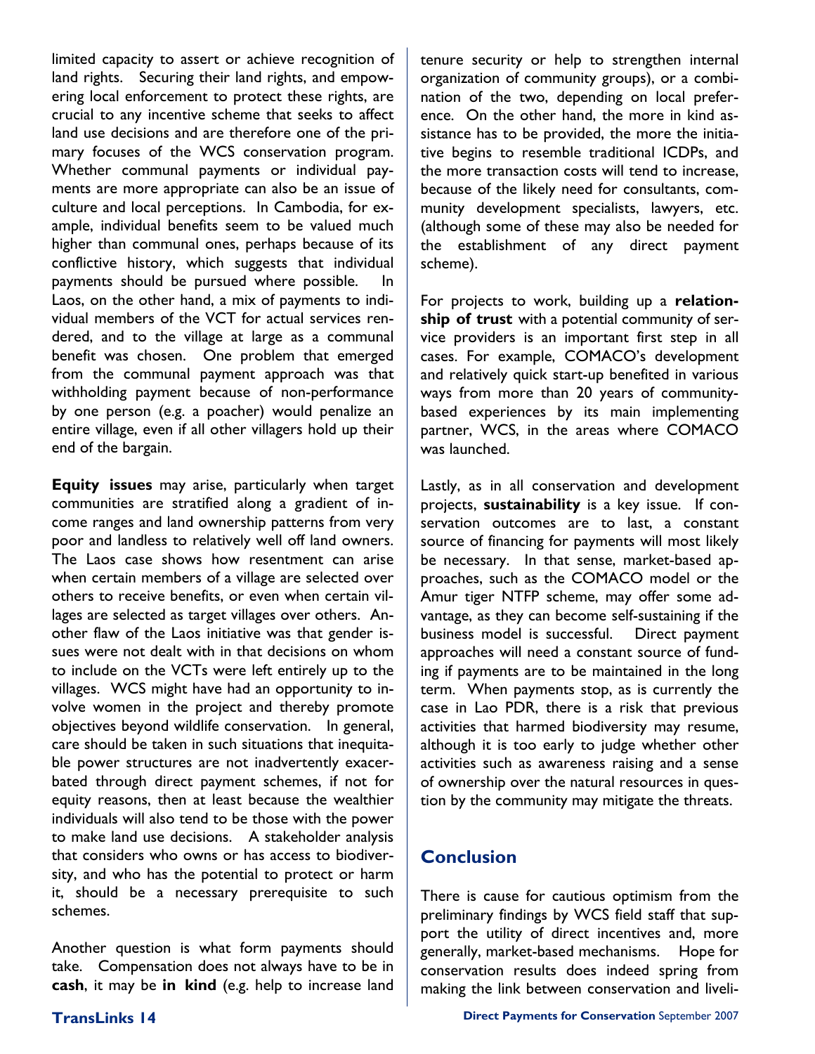limited capacity to assert or achieve recognition of land rights. Securing their land rights, and empowering local enforcement to protect these rights, are crucial to any incentive scheme that seeks to affect land use decisions and are therefore one of the primary focuses of the WCS conservation program. Whether communal payments or individual payments are more appropriate can also be an issue of culture and local perceptions. In Cambodia, for example, individual benefits seem to be valued much higher than communal ones, perhaps because of its conflictive history, which suggests that individual payments should be pursued where possible. In Laos, on the other hand, a mix of payments to individual members of the VCT for actual services rendered, and to the village at large as a communal benefit was chosen. One problem that emerged from the communal payment approach was that withholding payment because of non-performance by one person (e.g. a poacher) would penalize an entire village, even if all other villagers hold up their end of the bargain.

**Equity issues** may arise, particularly when target communities are stratified along a gradient of income ranges and land ownership patterns from very poor and landless to relatively well off land owners. The Laos case shows how resentment can arise when certain members of a village are selected over others to receive benefits, or even when certain villages are selected as target villages over others. Another flaw of the Laos initiative was that gender issues were not dealt with in that decisions on whom to include on the VCTs were left entirely up to the villages. WCS might have had an opportunity to involve women in the project and thereby promote objectives beyond wildlife conservation. In general, care should be taken in such situations that inequitable power structures are not inadvertently exacerbated through direct payment schemes, if not for equity reasons, then at least because the wealthier individuals will also tend to be those with the power to make land use decisions. A stakeholder analysis that considers who owns or has access to biodiversity, and who has the potential to protect or harm it, should be a necessary prerequisite to such schemes.

Another question is what form payments should take. Compensation does not always have to be in **cash**, it may be **in kind** (e.g. help to increase land tenure security or help to strengthen internal organization of community groups), or a combination of the two, depending on local preference. On the other hand, the more in kind assistance has to be provided, the more the initiative begins to resemble traditional ICDPs, and the more transaction costs will tend to increase, because of the likely need for consultants, community development specialists, lawyers, etc. (although some of these may also be needed for the establishment of any direct payment scheme).

For projects to work, building up a **relationship of trust** with a potential community of service providers is an important first step in all cases. For example, COMACO's development and relatively quick start-up benefited in various ways from more than 20 years of community-based experiences by its main implementing partner, WCS, in the areas where COMACO was launched.

Lastly, as in all conservation and development projects, **sustainability** is a key issue. If conservation outcomes are to last, a constant source of financing for payments will most likely be necessary. In that sense, market-based approaches, such as the COMACO model or the Amur tiger NTFP scheme, may offer some advantage, as they can become self-sustaining if the business model is successful. Direct payment approaches will need a constant source of funding if payments are to be maintained in the long term. When payments stop, as is currently the case in Lao PDR, there is a risk that previous activities that harmed biodiversity may resume, although it is too early to judge whether other activities such as awareness raising and a sense of ownership over the natural resources in question by the community may mitigate the threats.

## Conclusion

There is cause for cautious optimism from the preliminary findings by WCS field staff that support the utility of direct incentives and, more generally, market-based mechanisms. Hope for conservation results does indeed spring from making the link between conservation and liveli-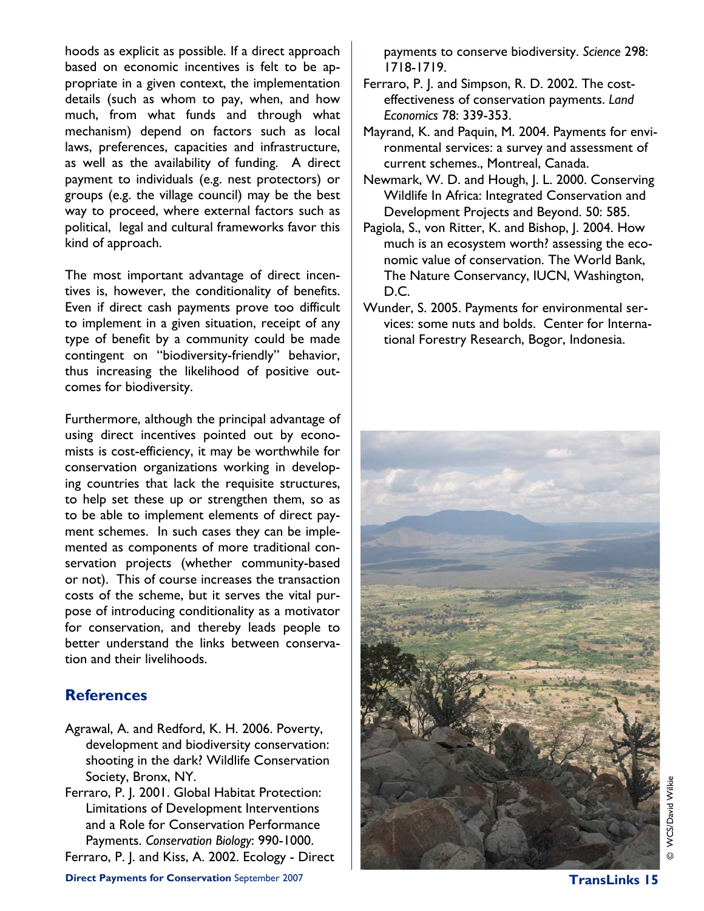hoods as explicit as possible. If a direct approach based on economic incentives is felt to be appropriate in a given context, the implementation details (such as whom to pay, when, and how much, from what funds and through what mechanism) depend on factors such as local laws, preferences, capacities and infrastructure, as well as the availability of funding. A direct payment to individuals (e.g. nest protectors) or groups (e.g. the village council) may be the best way to proceed, where external factors such as political, legal and cultural frameworks favor this kind of approach.

The most important advantage of direct incentives is, however, the conditionality of benefits. Even if direct cash payments prove too difficult to implement in a given situation, receipt of any type of benefit by a community could be made contingent on "biodiversity-friendly" behavior, thus increasing the likelihood of positive outcomes for biodiversity.

Furthermore, although the principal advantage of using direct incentives pointed out by economists is cost-efficiency, it may be worthwhile for conservation organizations working in developing countries that lack the requisite structures, to help set these up or strengthen them, so as to be able to implement elements of direct payment schemes. In such cases they can be implemented as components of more traditional conservation projects (whether community-based or not). This of course increases the transaction costs of the scheme, but it serves the vital purpose of introducing conditionality as a motivator for conservation, and thereby leads people to better understand the links between conservation and their livelihoods.

## References

Agrawal, A. and Redford, K. H. 2006. Poverty, development and biodiversity conservation: shooting in the dark? Wildlife Conservation Society, Bronx, NY.

Ferraro, P. J. 2001. Global Habitat Protection: Limitations of Development Interventions and a Role for Conservation Performance Payments. *Conservation Biology*: 990-1000.

Ferraro, P. J. and Kiss, A. 2002. Ecology - Direct payments to conserve biodiversity. *Science* 298: 1718-1719.

Ferraro, P. J. and Simpson, R. D. 2002. The cost-effectiveness of conservation payments. *Land Economics* 78: 339-353.

Mayrand, K. and Paquin, M. 2004. Payments for environmental services: a survey and assessment of current schemes., Montreal, Canada.

Newmark, W. D. and Hough, J. L. 2000. Conserving Wildlife In Africa: Integrated Conservation and Development Projects and Beyond. 50: 585.

Pagiola, S., von Ritter, K. and Bishop, J. 2004. How much is an ecosystem worth? assessing the economic value of conservation. The World Bank, The Nature Conservancy, IUCN, Washington, D.C.

Wunder, S. 2005. Payments for environmental services: some nuts and bolds. Center for International Forestry Research, Bogor, Indonesia.

© WCS/David Wilkie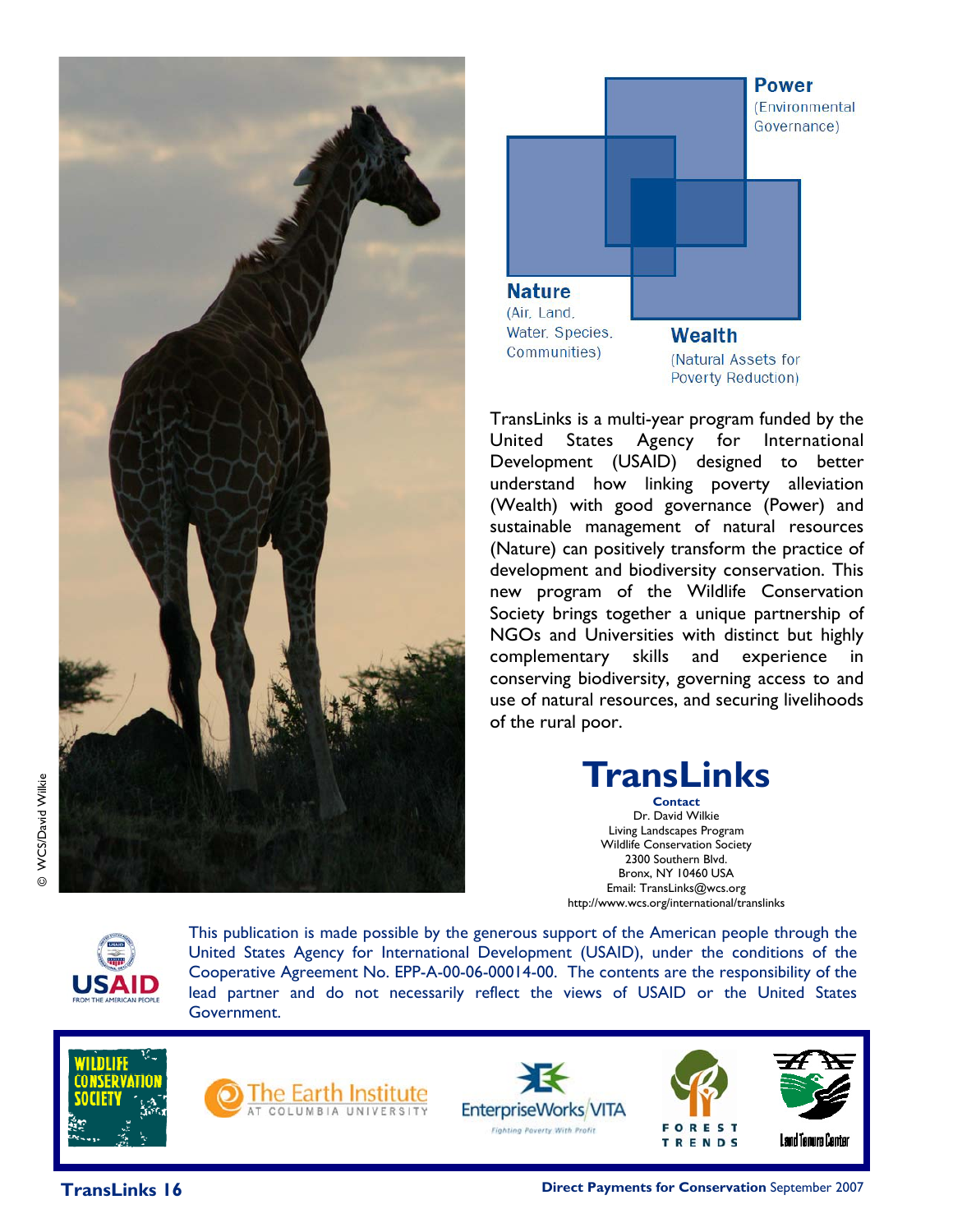© WCS/David Wilkie

**Power**
(Environmental Governance)

**Nature**
(Air, Land, Water, Species, Communities)

**Wealth**
(Natural Assets for Poverty Reduction)

TransLinks is a multi-year program funded by the United States Agency for International Development (USAID) designed to better understand how linking poverty alleviation (Wealth) with good governance (Power) and sustainable management of natural resources (Nature) can positively transform the practice of development and biodiversity conservation. This new program of the Wildlife Conservation Society brings together a unique partnership of NGOs and Universities with distinct but highly complementary skills and experience in conserving biodiversity, governing access to and use of natural resources, and securing livelihoods of the rural poor.

# TransLinks

**Contact**
Dr. David Wilkie
Living Landscapes Program
Wildlife Conservation Society
2300 Southern Blvd.
Bronx, NY 10460 USA
Email: TransLinks@wcs.org
http://www.wcs.org/international/translinks

USAID FROM THE AMERICAN PEOPLE

This publication is made possible by the generous support of the American people through the United States Agency for International Development (USAID), under the conditions of the Cooperative Agreement No. EPP-A-00-06-00014-00. The contents are the responsibility of the lead partner and do not necessarily reflect the views of USAID or the United States Government.

Wildlife Conservation Society | The Earth Institute at Columbia University | EnterpriseWorks/VITA Fighting Poverty With Profit | Forest Trends | Land Tenure Center